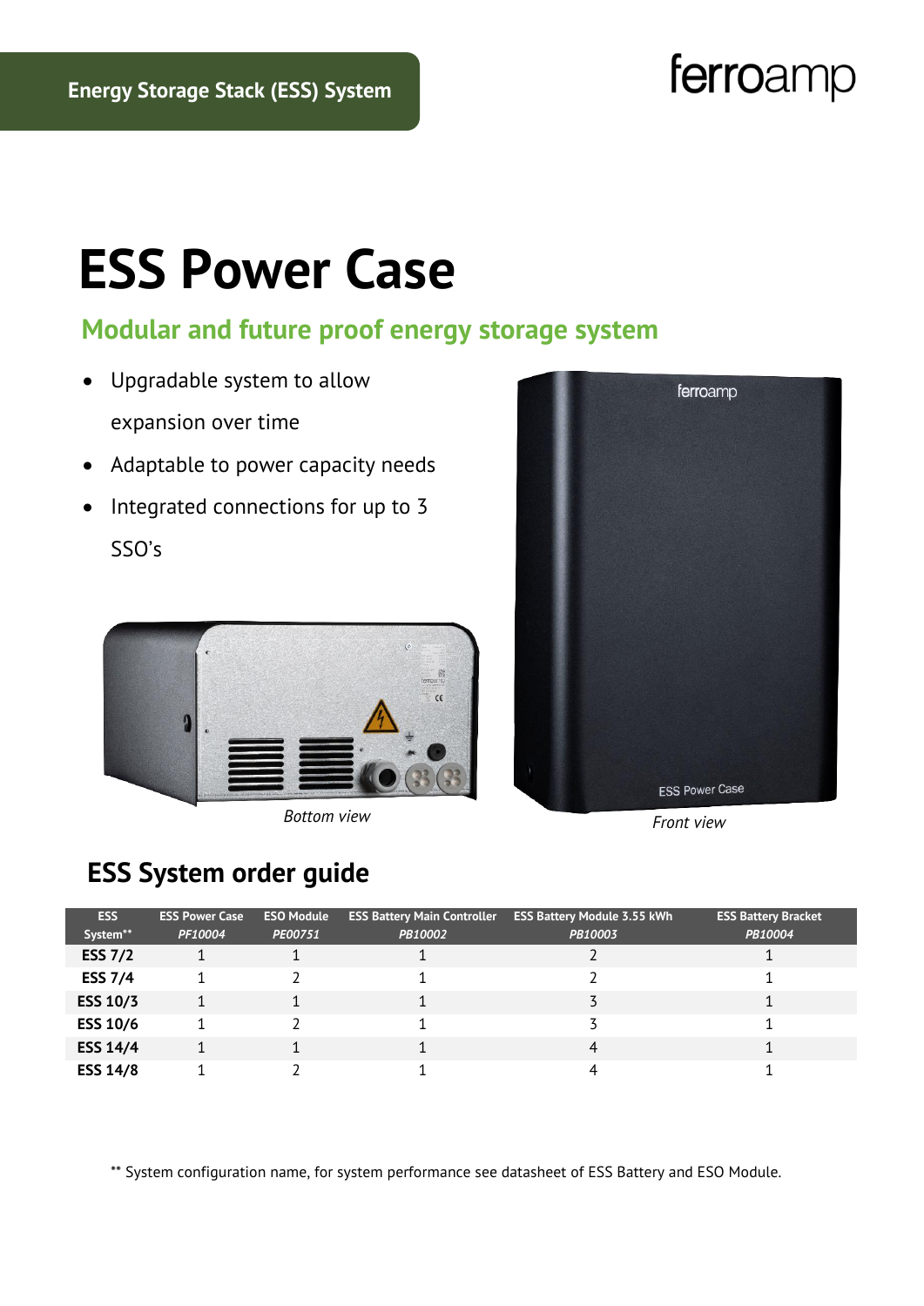Energy Storage Stack (ESS) System

ferroamp

# ESS Power Case

## Modular and future proof energy storage system

- Upgradable system to allow expansion over time
- Adaptable to power capacity needs
- Integrated connections for up to 3 SSO's

*Bottom view*

*Front view*

## ESS System order guide

| ESS System** | ESS Power Case *PF10004* | ESO Module *PE00751* | ESS Battery Main Controller *PB10002* | ESS Battery Module 3.55 kWh *PB10003* | ESS Battery Bracket *PB10004* |
|---|---|---|---|---|---|
| **ESS 7/2** | 1 | 1 | 1 | 2 | 1 |
| **ESS 7/4** | 1 | 2 | 1 | 2 | 1 |
| **ESS 10/3** | 1 | 1 | 1 | 3 | 1 |
| **ESS 10/6** | 1 | 2 | 1 | 3 | 1 |
| **ESS 14/4** | 1 | 1 | 1 | 4 | 1 |
| **ESS 14/8** | 1 | 2 | 1 | 4 | 1 |

** System configuration name, for system performance see datasheet of ESS Battery and ESO Module.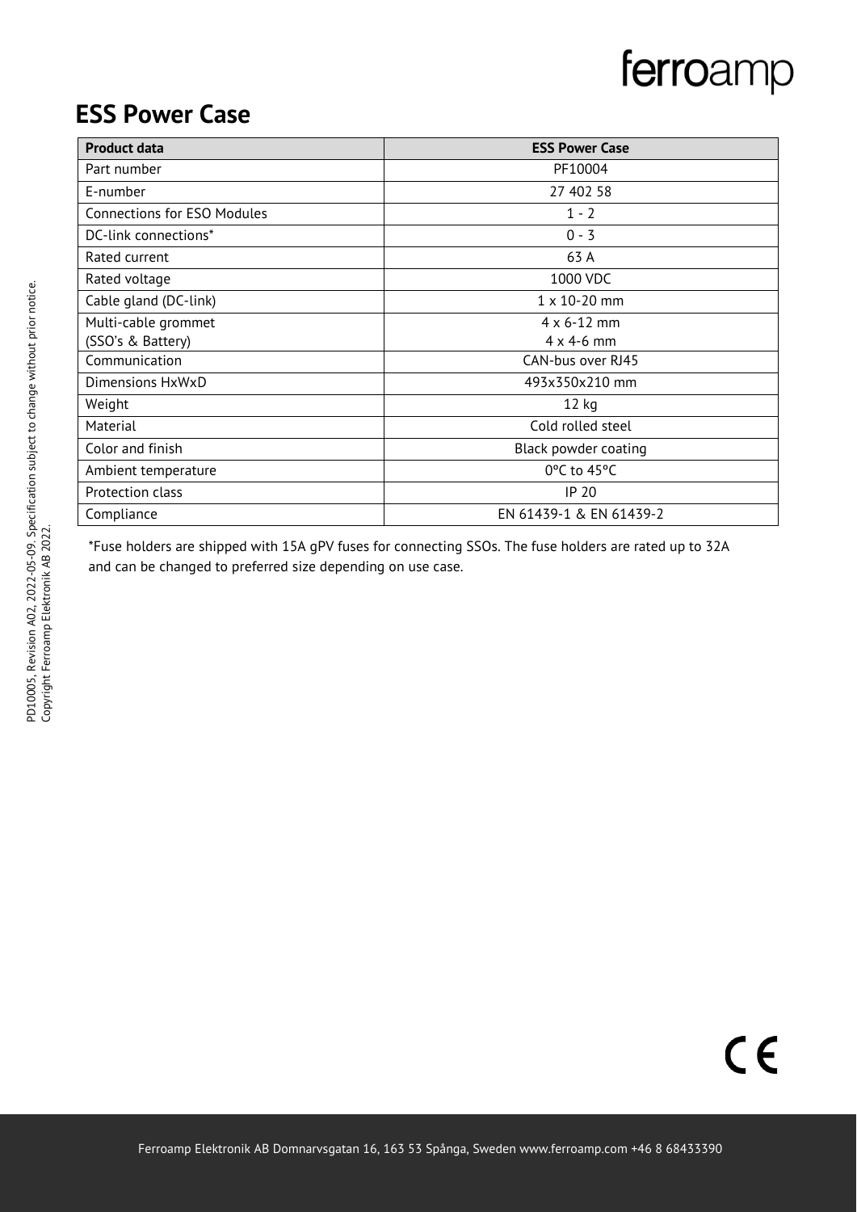## ESS Power Case

| Product data | ESS Power Case |
|---|---|
| Part number | PF10004 |
| E-number | 27 402 58 |
| Connections for ESO Modules | 1 - 2 |
| DC-link connections* | 0 - 3 |
| Rated current | 63 A |
| Rated voltage | 1000 VDC |
| Cable gland (DC-link) | 1 x 10-20 mm |
| Multi-cable grommet (SSO's & Battery) | 4 x 6-12 mm<br>4 x 4-6 mm |
| Communication | CAN-bus over RJ45 |
| Dimensions HxWxD | 493x350x210 mm |
| Weight | 12 kg |
| Material | Cold rolled steel |
| Color and finish | Black powder coating |
| Ambient temperature | 0ºC to 45ºC |
| Protection class | IP 20 |
| Compliance | EN 61439-1 & EN 61439-2 |

*Fuse holders are shipped with 15A gPV fuses for connecting SSOs. The fuse holders are rated up to 32A and can be changed to preferred size depending on use case.

PD10005, Revision A02, 2022-05-09. Specification subject to change without prior notice.
Copyright Ferroamp Elektronik AB 2022.

Ferroamp Elektronik AB Domnarvsgatan 16, 163 53 Spånga, Sweden www.ferroamp.com +46 8 68433390